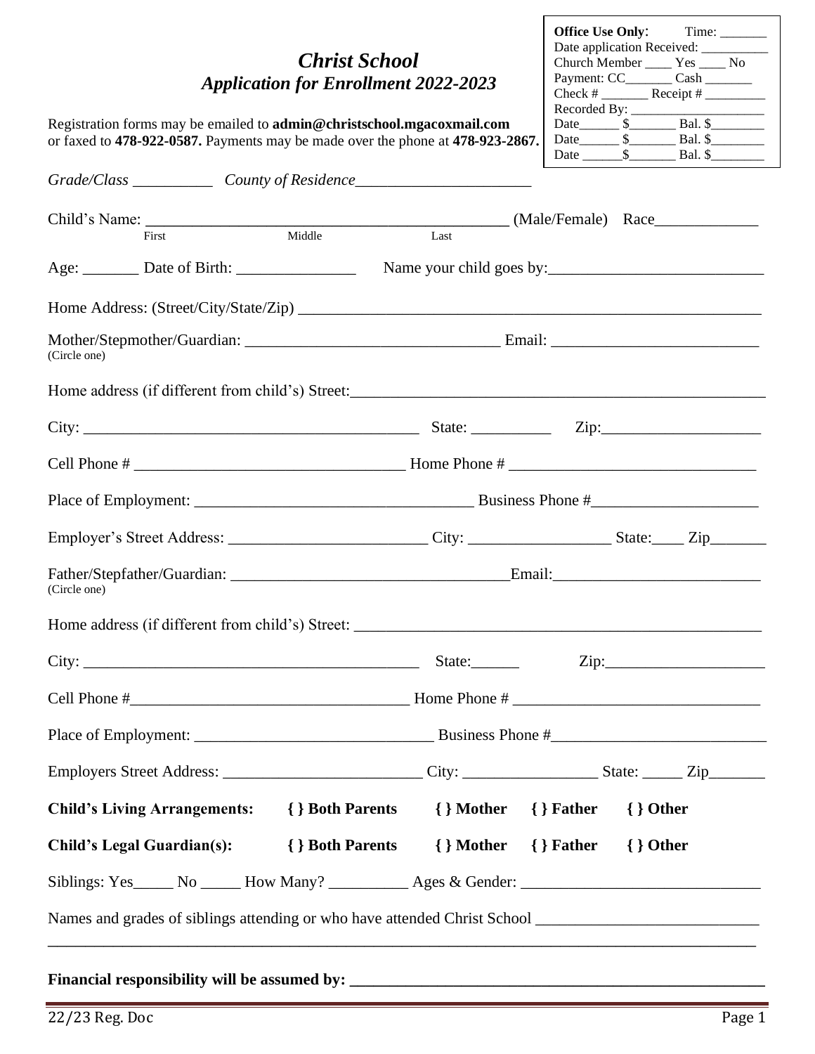**Office Use Only**: Time: _______
Date application Received: __________
Church Member ____ Yes ____ No
Payment: CC_______ Cash _______
Check # _______ Receipt # _________
Recorded By: ____________________
Date______ $_______ Bal. $________
Date______ $_______ Bal. $________
Date ______$_______ Bal. $________

# *Christ School*
## *Application for Enrollment 2022-2023*

Registration forms may be emailed to **admin@christschool.mgacoxmail.com** or faxed to **478-922-0587.** Payments may be made over the phone at **478-923-2867.**

*Grade/Class* __________ *County of Residence*______________________

Child's Name: _____________________________________________ (Male/Female) Race_____________
First Middle Last

Age: _______ Date of Birth: _______________ Name your child goes by:___________________________

Home Address: (Street/City/State/Zip) ____________________________________________________________

Mother/Stepmother/Guardian: ________________________________ Email: __________________________
(Circle one)

Home address (if different from child's) Street:_____________________________________________________

City: __________________________________________ State: __________ Zip:____________________

Cell Phone # __________________________________ Home Phone # _______________________________

Place of Employment: ___________________________________ Business Phone #_____________________

Employer's Street Address: _________________________ City: __________________ State:____ Zip_______

Father/Stepfather/Guardian: __________________________________Email:_________________________
(Circle one)

Home address (if different from child's) Street: _____________________________________________________

City: __________________________________________ State:______ Zip:____________________

Cell Phone #__________________________________ Home Phone # ______________________________

Place of Employment: ______________________________ Business Phone #__________________________

Employers Street Address: _________________________ City: _________________ State: _____ Zip_______

**Child's Living Arrangements: { } Both Parents { } Mother { } Father { } Other**

**Child's Legal Guardian(s): { } Both Parents { } Mother { } Father { } Other**

Siblings: Yes_____ No _____ How Many? __________ Ages & Gender: _____________________________

Names and grades of siblings attending or who have attended Christ School ___________________________
_____________________________________________________________________________________

**Financial responsibility will be assumed by: ____________________________________________________**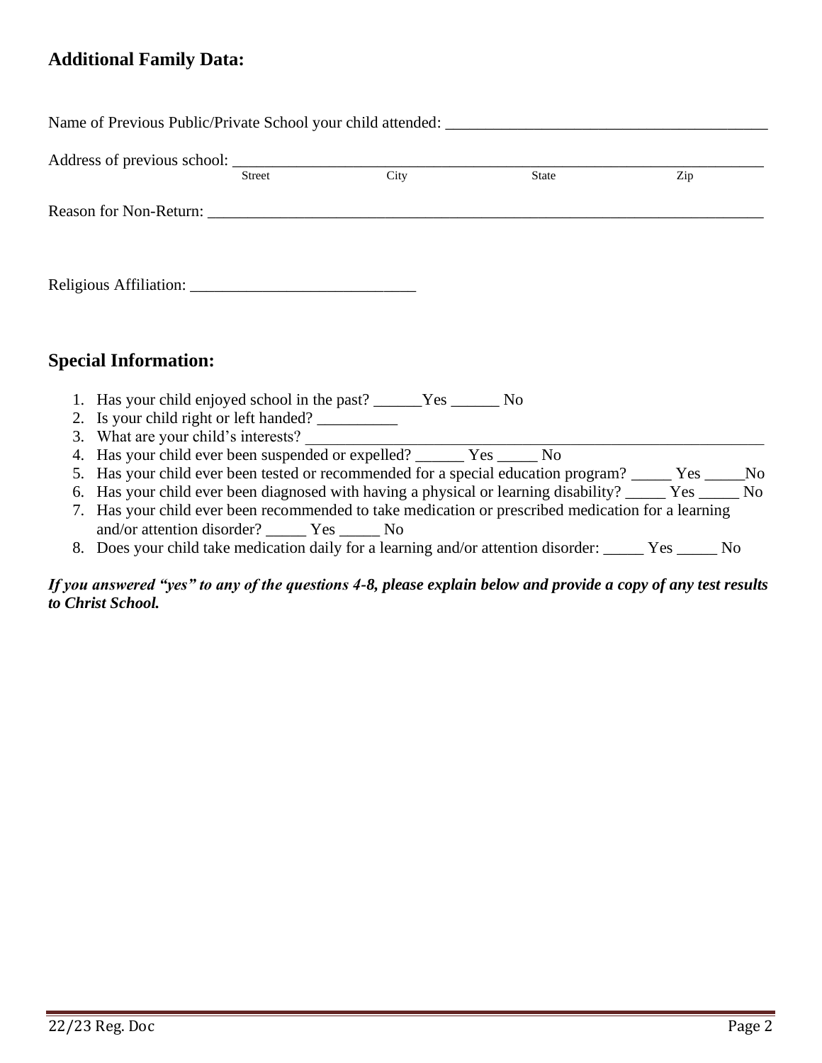## Additional Family Data:

Name of Previous Public/Private School your child attended: ________________________________________

Address of previous school: ____________________________________________________________________
Street City State Zip

Reason for Non-Return: ________________________________________________________________________

Religious Affiliation: ____________________________

## Special Information:

1. Has your child enjoyed school in the past? ______Yes ______ No
2. Is your child right or left handed? __________
3. What are your child's interests? ____________________________________________________________
4. Has your child ever been suspended or expelled? ______ Yes _____ No
5. Has your child ever been tested or recommended for a special education program? _____ Yes _____No
6. Has your child ever been diagnosed with having a physical or learning disability? _____ Yes _____ No
7. Has your child ever been recommended to take medication or prescribed medication for a learning and/or attention disorder? _____ Yes _____ No
8. Does your child take medication daily for a learning and/or attention disorder: _____ Yes _____ No

***If you answered "yes" to any of the questions 4-8, please explain below and provide a copy of any test results to Christ School.***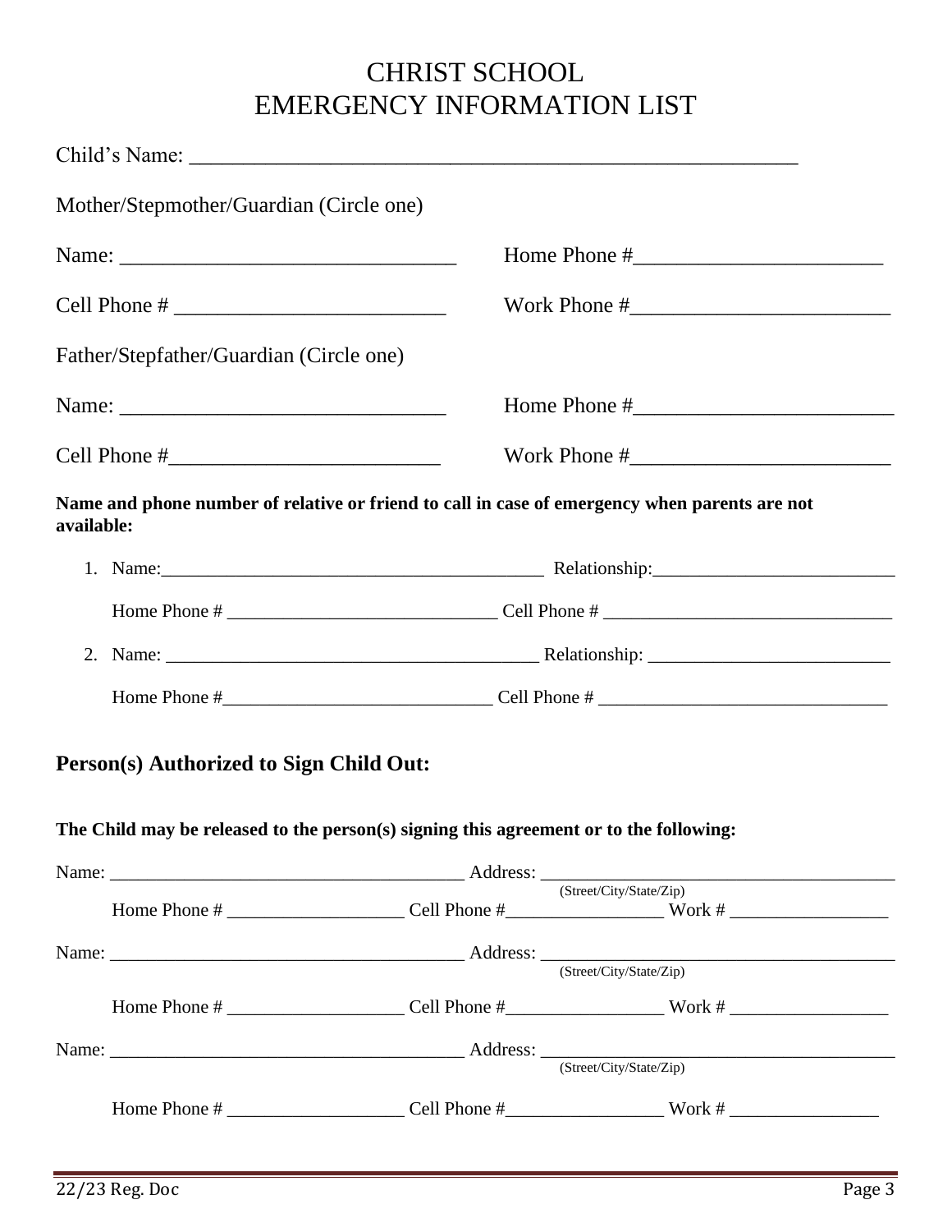# CHRIST SCHOOL
# EMERGENCY INFORMATION LIST

Child's Name: ___________________________________________________________

Mother/Stepmother/Guardian (Circle one)

Name: ________________________________ Home Phone #________________________

Cell Phone # __________________________ Work Phone #_________________________

Father/Stepfather/Guardian (Circle one)

Name: _______________________________ Home Phone #_________________________

Cell Phone #__________________________ Work Phone #_________________________

**Name and phone number of relative or friend to call in case of emergency when parents are not available:**

1. Name:__________________________________________ Relationship:__________________________

   Home Phone # ____________________________ Cell Phone # ______________________________

2. Name: _________________________________________ Relationship: __________________________

   Home Phone #____________________________ Cell Phone # ______________________________

## Person(s) Authorized to Sign Child Out:

**The Child may be released to the person(s) signing this agreement or to the following:**

Name: ______________________________________ Address: ______________________________________
(Street/City/State/Zip)

Home Phone # ___________________ Cell Phone #_________________ Work # _________________

Name: ______________________________________ Address: ______________________________________
(Street/City/State/Zip)

Home Phone # ___________________ Cell Phone #_________________ Work # _________________

Name: ______________________________________ Address: ______________________________________
(Street/City/State/Zip)

Home Phone # ___________________ Cell Phone #_________________ Work # ________________

22/23 Reg. Doc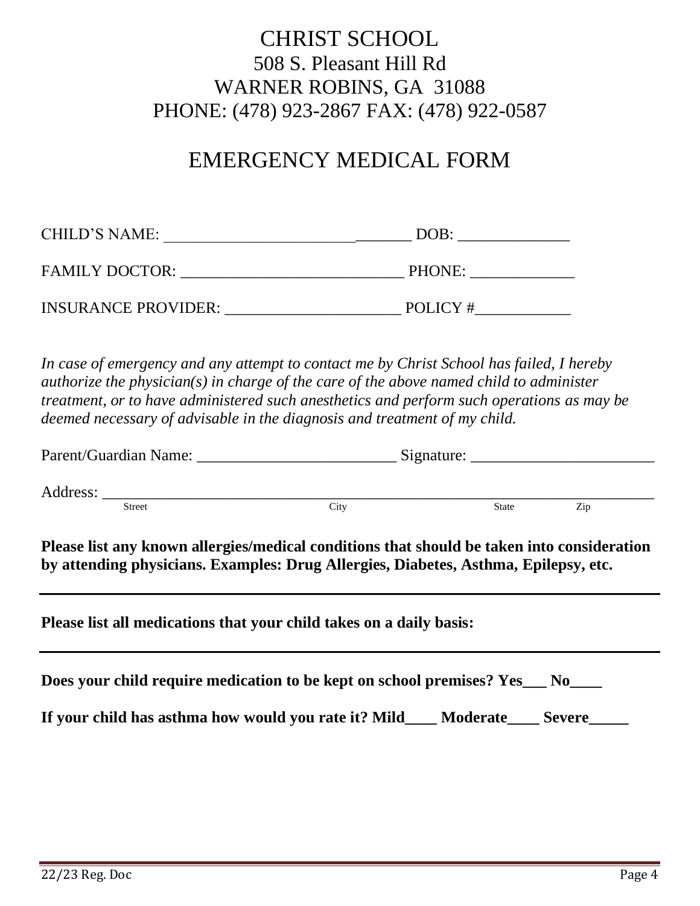# CHRIST SCHOOL

508 S. Pleasant Hill Rd
WARNER ROBINS, GA 31088
PHONE: (478) 923-2867 FAX: (478) 922-0587

# EMERGENCY MEDICAL FORM

CHILD'S NAME: _______________________________ DOB: ______________

FAMILY DOCTOR: ____________________________ PHONE: _____________

INSURANCE PROVIDER: ______________________ POLICY #____________

*In case of emergency and any attempt to contact me by Christ School has failed, I hereby authorize the physician(s) in charge of the care of the above named child to administer treatment, or to have administered such anesthetics and perform such operations as may be deemed necessary of advisable in the diagnosis and treatment of my child.*

Parent/Guardian Name: _________________________ Signature: _______________________

Address: ______________________________________________________________________
Street City State Zip

**Please list any known allergies/medical conditions that should be taken into consideration by attending physicians. Examples: Drug Allergies, Diabetes, Asthma, Epilepsy, etc.**

---

**Please list all medications that your child takes on a daily basis:**

---

**Does your child require medication to be kept on school premises? Yes___ No____**

**If your child has asthma how would you rate it? Mild____ Moderate____ Severe_____**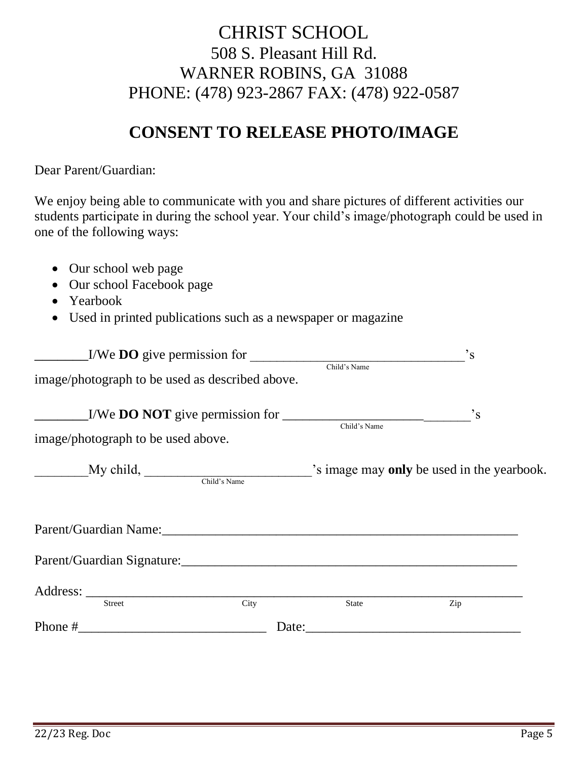# CHRIST SCHOOL

508 S. Pleasant Hill Rd.
WARNER ROBINS, GA 31088
PHONE: (478) 923-2867 FAX: (478) 922-0587

## CONSENT TO RELEASE PHOTO/IMAGE

Dear Parent/Guardian:

We enjoy being able to communicate with you and share pictures of different activities our students participate in during the school year. Your child's image/photograph could be used in one of the following ways:

- Our school web page
- Our school Facebook page
- Yearbook
- Used in printed publications such as a newspaper or magazine

________I/We **DO** give permission for _________________________________'s
Child's Name
image/photograph to be used as described above.

________I/We **DO NOT** give permission for ______________________________'s
Child's Name
image/photograph to be used above.

________My child, _________________________'s image may **only** be used in the yearbook.
Child's Name

Parent/Guardian Name:_______________________________________________________

Parent/Guardian Signature:___________________________________________________

Address: ___________________________________________________________________
Street City State Zip

Phone #____________________________ Date:________________________________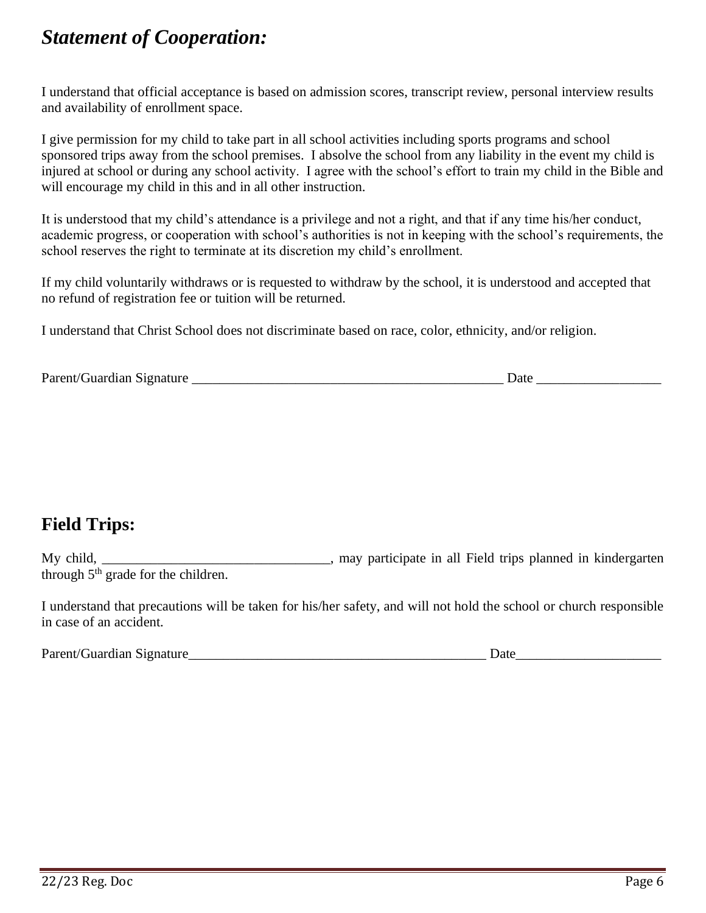## *Statement of Cooperation:*

I understand that official acceptance is based on admission scores, transcript review, personal interview results and availability of enrollment space.

I give permission for my child to take part in all school activities including sports programs and school sponsored trips away from the school premises. I absolve the school from any liability in the event my child is injured at school or during any school activity. I agree with the school's effort to train my child in the Bible and will encourage my child in this and in all other instruction.

It is understood that my child's attendance is a privilege and not a right, and that if any time his/her conduct, academic progress, or cooperation with school's authorities is not in keeping with the school's requirements, the school reserves the right to terminate at its discretion my child's enrollment.

If my child voluntarily withdraws or is requested to withdraw by the school, it is understood and accepted that no refund of registration fee or tuition will be returned.

I understand that Christ School does not discriminate based on race, color, ethnicity, and/or religion.

Parent/Guardian Signature _______________________________________________ Date __________________

## Field Trips:

My child, _________________________________, may participate in all Field trips planned in kindergarten through 5th grade for the children.

I understand that precautions will be taken for his/her safety, and will not hold the school or church responsible in case of an accident.

Parent/Guardian Signature_____________________________________________ Date_____________________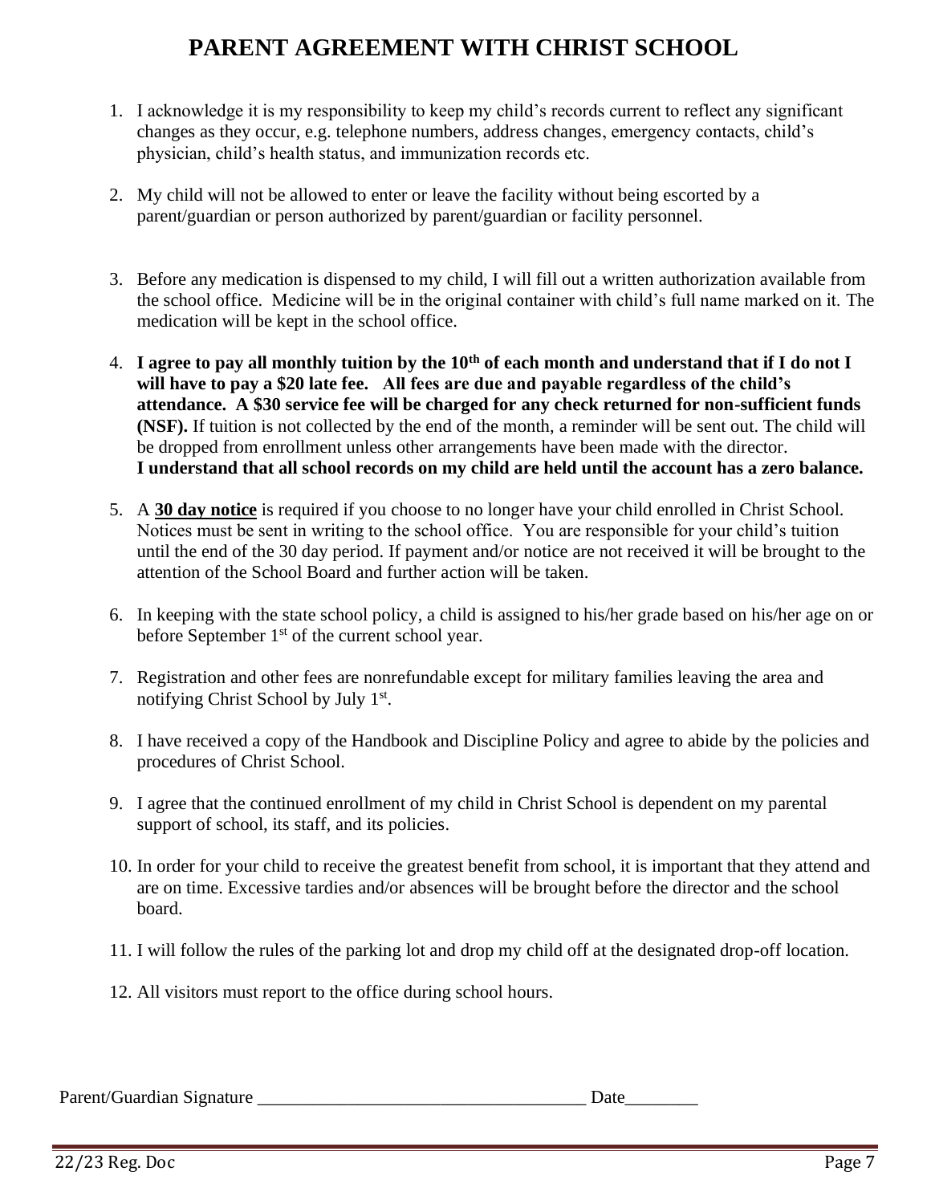# PARENT AGREEMENT WITH CHRIST SCHOOL

1. I acknowledge it is my responsibility to keep my child's records current to reflect any significant changes as they occur, e.g. telephone numbers, address changes, emergency contacts, child's physician, child's health status, and immunization records etc.

2. My child will not be allowed to enter or leave the facility without being escorted by a parent/guardian or person authorized by parent/guardian or facility personnel.

3. Before any medication is dispensed to my child, I will fill out a written authorization available from the school office. Medicine will be in the original container with child's full name marked on it. The medication will be kept in the school office.

4. **I agree to pay all monthly tuition by the 10th of each month and understand that if I do not I will have to pay a $20 late fee. All fees are due and payable regardless of the child's attendance. A $30 service fee will be charged for any check returned for non-sufficient funds (NSF).** If tuition is not collected by the end of the month, a reminder will be sent out. The child will be dropped from enrollment unless other arrangements have been made with the director. **I understand that all school records on my child are held until the account has a zero balance.**

5. A **<u>30 day notice</u>** is required if you choose to no longer have your child enrolled in Christ School. Notices must be sent in writing to the school office. You are responsible for your child's tuition until the end of the 30 day period. If payment and/or notice are not received it will be brought to the attention of the School Board and further action will be taken.

6. In keeping with the state school policy, a child is assigned to his/her grade based on his/her age on or before September 1st of the current school year.

7. Registration and other fees are nonrefundable except for military families leaving the area and notifying Christ School by July 1st.

8. I have received a copy of the Handbook and Discipline Policy and agree to abide by the policies and procedures of Christ School.

9. I agree that the continued enrollment of my child in Christ School is dependent on my parental support of school, its staff, and its policies.

10. In order for your child to receive the greatest benefit from school, it is important that they attend and are on time. Excessive tardies and/or absences will be brought before the director and the school board.

11. I will follow the rules of the parking lot and drop my child off at the designated drop-off location.

12. All visitors must report to the office during school hours.

Parent/Guardian Signature ___________________________________ Date________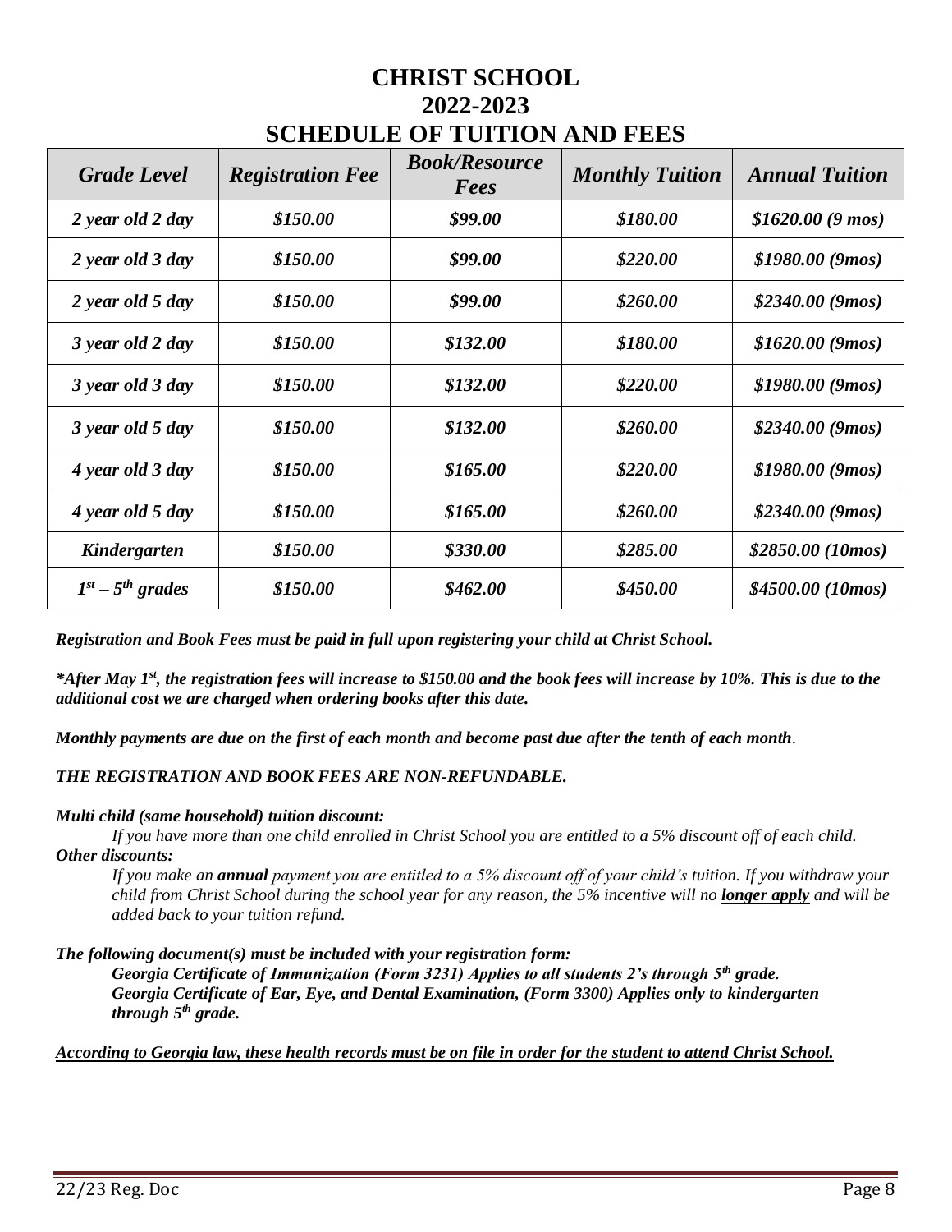# CHRIST SCHOOL
# 2022-2023
# SCHEDULE OF TUITION AND FEES

| *Grade Level* | *Registration Fee* | *Book/Resource Fees* | *Monthly Tuition* | *Annual Tuition* |
|---|---|---|---|---|
| ***2 year old 2 day*** | ***$150.00*** | ***$99.00*** | ***$180.00*** | ***$1620.00 (9 mos)*** |
| ***2 year old 3 day*** | ***$150.00*** | ***$99.00*** | ***$220.00*** | ***$1980.00 (9mos)*** |
| ***2 year old 5 day*** | ***$150.00*** | ***$99.00*** | ***$260.00*** | ***$2340.00 (9mos)*** |
| ***3 year old 2 day*** | ***$150.00*** | ***$132.00*** | ***$180.00*** | ***$1620.00 (9mos)*** |
| ***3 year old 3 day*** | ***$150.00*** | ***$132.00*** | ***$220.00*** | ***$1980.00 (9mos)*** |
| ***3 year old 5 day*** | ***$150.00*** | ***$132.00*** | ***$260.00*** | ***$2340.00 (9mos)*** |
| ***4 year old 3 day*** | ***$150.00*** | ***$165.00*** | ***$220.00*** | ***$1980.00 (9mos)*** |
| ***4 year old 5 day*** | ***$150.00*** | ***$165.00*** | ***$260.00*** | ***$2340.00 (9mos)*** |
| ***Kindergarten*** | ***$150.00*** | ***$330.00*** | ***$285.00*** | ***$2850.00 (10mos)*** |
| ***1st – 5th grades*** | ***$150.00*** | ***$462.00*** | ***$450.00*** | ***$4500.00 (10mos)*** |

***Registration and Book Fees must be paid in full upon registering your child at Christ School.***

***\*After May 1st, the registration fees will increase to $150.00 and the book fees will increase by 10%. This is due to the additional cost we are charged when ordering books after this date.***

***Monthly payments are due on the first of each month and become past due after the tenth of each month***.

***THE REGISTRATION AND BOOK FEES ARE NON-REFUNDABLE.***

***Multi child (same household) tuition discount:***

*If you have more than one child enrolled in Christ School you are entitled to a 5% discount off of each child.*

***Other discounts:***

*If you make an **annual** payment you are entitled to a 5% discount off of your child's tuition. If you withdraw your child from Christ School during the school year for any reason, the 5% incentive will no **longer apply** and will be added back to your tuition refund.*

***The following document(s) must be included with your registration form:***

***Georgia Certificate of Immunization (Form 3231) Applies to all students 2's through 5th grade.***
***Georgia Certificate of Ear, Eye, and Dental Examination, (Form 3300) Applies only to kindergarten through 5th grade.***

***According to Georgia law, these health records must be on file in order for the student to attend Christ School.***